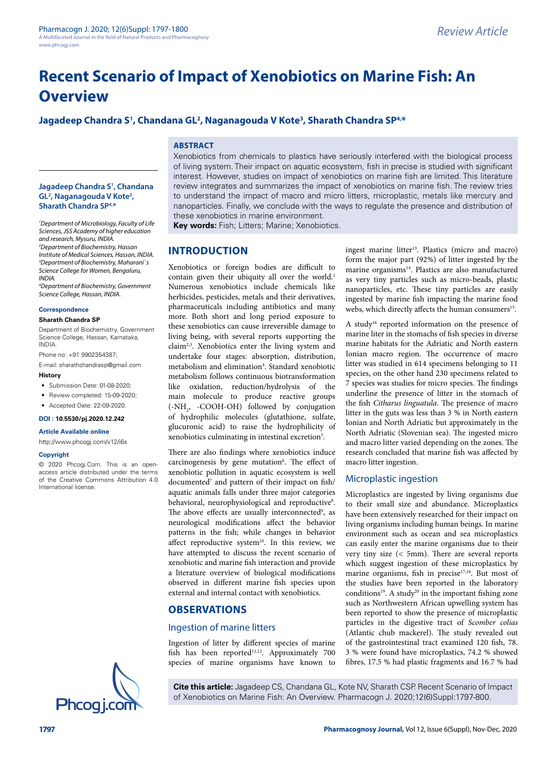Review Article

# Recent Scenario of Impact of Xenobiotics on Marine Fish: An Overview

**Jagadeep Chandra S[1], Chandana GL[2], Naganagouda V Kote[3], Sharath Chandra SP[4,*]**

**Jagadeep Chandra S[1], Chandana GL[2], Naganagouda V Kote[3], Sharath Chandra SP[4,*]**

[1]*Department of Microbiology, Faculty of Life Sciences, JSS Academy of higher education and research, Mysuru, INDIA.*
[2]*Department of Biochemistry, Hassan Institute of Medical Sciences, Hassan, INDIA.*
[3]*Department of Biochemistry, Maharani`s Science College for Women, Bengaluru, INDIA.*
[4]*Department of Biochemistry, Government Science College, Hassan, INDIA.*

**Correspondence**

**Sharath Chandra SP**

Department of Biochemistry, Government Science College, Hassan, Karnataka, INDIA.

Phone no: +91 9902354387;

E-mail: sharathchandrasp@gmail.com

**History**

- Submission Date: 01-08-2020;
- Review completed: 15-09-2020;
- Accepted Date: 22-09-2020.

**DOI : 10.5530/pj.2020.12.242**

**Article Available online**

http://www.phcogj.com/v12/i6s

**Copyright**

© 2020 Phcogj.Com. This is an open-access article distributed under the terms of the Creative Commons Attribution 4.0 International license.

## ABSTRACT

Xenobiotics from chemicals to plastics have seriously interfered with the biological process of living system. Their impact on aquatic ecosystem, fish in precise is studied with significant interest. However, studies on impact of xenobiotics on marine fish are limited. This literature review integrates and summarizes the impact of xenobiotics on marine fish. The review tries to understand the impact of macro and micro litters, microplastic, metals like mercury and nanoparticles. Finally, we conclude with the ways to regulate the presence and distribution of these xenobiotics in marine environment.

**Key words:** Fish; Litters; Marine; Xenobiotics.

## INTRODUCTION

Xenobiotics or foreign bodies are difficult to contain given their ubiquity all over the world.[1] Numerous xenobiotics include chemicals like herbicides, pesticides, metals and their derivatives, pharmaceuticals including antibiotics and many more. Both short and long period exposure to these xenobiotics can cause irreversible damage to living being, with several reports supporting the claim[2,3]. Xenobiotics enter the living system and undertake four stages: absorption, distribution, metabolism and elimination[4]. Standard xenobiotic metabolism follows continuous biotransformation like oxidation, reduction/hydrolysis of the main molecule to produce reactive groups ($-NH_2$, -COOH-OH) followed by conjugation of hydrophilic molecules (glutathione, sulfate, glucuronic acid) to raise the hydrophilicity of xenobiotics culminating in intestinal excretion[5].

There are also findings where xenobiotics induce carcinogenesis by gene mutation[6]. The effect of xenobiotic pollution in aquatic ecosystem is well documented[7] and pattern of their impact on fish/aquatic animals falls under three major categories behavioral, neurophysiological and reproductive[8]. The above effects are usually interconnected[9], as neurological modifications affect the behavior patterns in the fish; while changes in behavior affect reproductive system[10]. In this review, we have attempted to discuss the recent scenario of xenobiotic and marine fish interaction and provide a literature overview of biological modifications observed in different marine fish species upon external and internal contact with xenobiotics.

## OBSERVATIONS

### Ingestion of marine litters

Ingestion of litter by different species of marine fish has been reported[11,12]. Approximately 700 species of marine organisms have known to ingest marine litter[13]. Plastics (micro and macro) form the major part (92%) of litter ingested by the marine organisms[14]. Plastics are also manufactured as very tiny particles such as micro-beads, plastic nanoparticles, etc. These tiny particles are easily ingested by marine fish impacting the marine food webs, which directly affects the human consumers[15].

A study[16] reported information on the presence of marine liter in the stomachs of fish species in diverse marine habitats for the Adriatic and North eastern Ionian macro region. The occurrence of macro litter was studied in 614 specimens belonging to 11 species, on the other hand 230 specimens related to 7 species was studies for micro species. The findings underline the presence of litter in the stomach of the fish *Citharus linguatula*. The presence of macro litter in the guts was less than 3 % in North eastern Ionian and North Adriatic but approximately in the North Adriatic (Slovenian sea). The ingested micro and macro litter varied depending on the zones. The research concluded that marine fish was affected by macro litter ingestion.

### Microplastic ingestion

Microplastics are ingested by living organisms due to their small size and abundance. Microplastics have been extensively researched for their impact on living organisms including human beings. In marine environment such as ocean and sea microplastics can easily enter the marine organisms due to their very tiny size (< 5mm). There are several reports which suggest ingestion of these microplastics by marine organisms, fish in precise[17,18]. But most of the studies have been reported in the laboratory conditions[19]. A study[20] in the important fishing zone such as Northwestern African upwelling system has been reported to show the presence of microplastic particles in the digestive tract of *Scomber colias* (Atlantic chub mackerel). The study revealed out of the gastrointestinal tract examined 120 fish, 78. 3 % were found have microplastics, 74.2 % showed fibres, 17.5 % had plastic fragments and 16.7 % had

**Cite this article:** Jagadeep CS, Chandana GL, Kote NV, Sharath CSP. Recent Scenario of Impact of Xenobiotics on Marine Fish: An Overview. Pharmacogn J. 2020;12(6)Suppl:1797-800.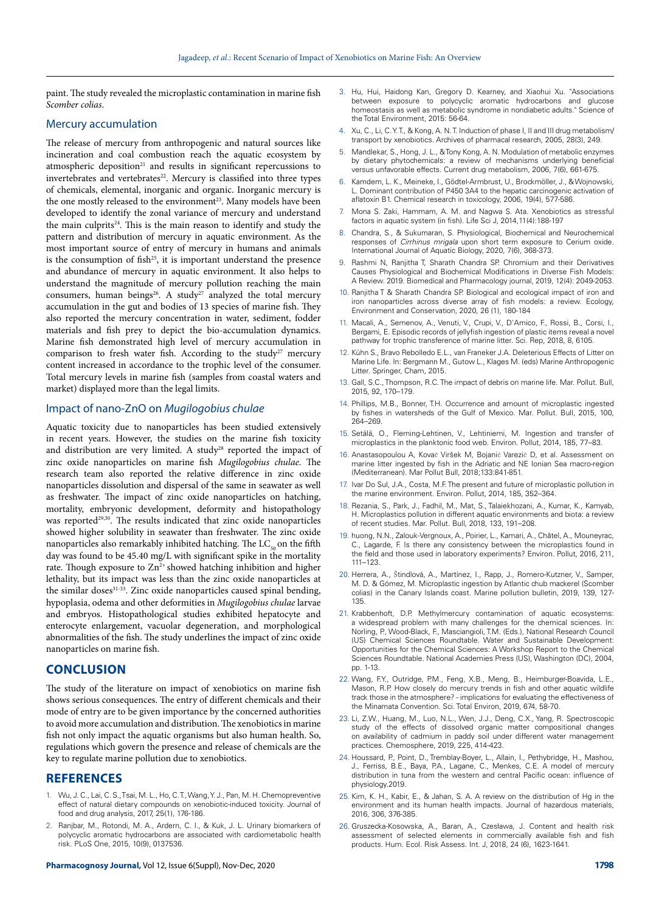paint. The study revealed the microplastic contamination in marine fish *Scomber colias*.

## Mercury accumulation

The release of mercury from anthropogenic and natural sources like incineration and coal combustion reach the aquatic ecosystem by atmospheric deposition[21] and results in significant repercussions to invertebrates and vertebrates[22]. Mercury is classified into three types of chemicals, elemental, inorganic and organic. Inorganic mercury is the one mostly released to the environment[23]. Many models have been developed to identify the zonal variance of mercury and understand the main culprits[24]. This is the main reason to identify and study the pattern and distribution of mercury in aquatic environment. As the most important source of entry of mercury in humans and animals is the consumption of fish[25], it is important understand the presence and abundance of mercury in aquatic environment. It also helps to understand the magnitude of mercury pollution reaching the main consumers, human beings[26]. A study[27] analyzed the total mercury accumulation in the gut and bodies of 13 species of marine fish. They also reported the mercury concentration in water, sediment, fodder materials and fish prey to depict the bio-accumulation dynamics. Marine fish demonstrated high level of mercury accumulation in comparison to fresh water fish. According to the study[27] mercury content increased in accordance to the trophic level of the consumer. Total mercury levels in marine fish (samples from coastal waters and market) displayed more than the legal limits.

## Impact of nano-ZnO on *Mugilogobius chulae*

Aquatic toxicity due to nanoparticles has been studied extensively in recent years. However, the studies on the marine fish toxicity and distribution are very limited. A study[28] reported the impact of zinc oxide nanoparticles on marine fish *Mugilogobius chulae*. The research team also reported the relative difference in zinc oxide nanoparticles dissolution and dispersal of the same in seawater as well as freshwater. The impact of zinc oxide nanoparticles on hatching, mortality, embryonic development, deformity and histopathology was reported[29,30]. The results indicated that zinc oxide nanoparticles showed higher solubility in seawater than freshwater. The zinc oxide nanoparticles also remarkably inhibited hatching. The $LC_{50}$ on the fifth day was found to be 45.40 mg/L with significant spike in the mortality rate. Though exposure to $Zn^{2+}$ showed hatching inhibition and higher lethality, but its impact was less than the zinc oxide nanoparticles at the similar doses[31-33]. Zinc oxide nanoparticles caused spinal bending, hypoplasia, odema and other deformities in *Mugilogobius chulae* larvae and embryos. Histopathological studies exhibited hepatocyte and enterocyte enlargement, vacuolar degeneration, and morphological abnormalities of the fish. The study underlines the impact of zinc oxide nanoparticles on marine fish.

# CONCLUSION

The study of the literature on impact of xenobiotics on marine fish shows serious consequences. The entry of different chemicals and their mode of entry are to be given importance by the concerned authorities to avoid more accumulation and distribution. The xenobiotics in marine fish not only impact the aquatic organisms but also human health. So, regulations which govern the presence and release of chemicals are the key to regulate marine pollution due to xenobiotics.

# REFERENCES

1. Wu, J. C., Lai, C. S., Tsai, M. L., Ho, C. T., Wang, Y. J., Pan, M. H. Chemopreventive effect of natural dietary compounds on xenobiotic-induced toxicity. Journal of food and drug analysis, 2017, 25(1), 176-186.
2. Ranjbar, M., Rotondi, M. A., Ardern, C. I., & Kuk, J. L. Urinary biomarkers of polycyclic aromatic hydrocarbons are associated with cardiometabolic health risk. PLoS One, 2015, 10(9), 0137536.
3. Hu, Hui, Haidong Kan, Gregory D. Kearney, and Xiaohui Xu. "Associations between exposure to polycyclic aromatic hydrocarbons and glucose homeostasis as well as metabolic syndrome in nondiabetic adults." Science of the Total Environment, 2015: 56-64.
4. Xu, C., Li, C. Y. T., & Kong, A. N. T. Induction of phase I, II and III drug metabolism/transport by xenobiotics. Archives of pharmacal research, 2005, 28(3), 249.
5. Mandlekar, S., Hong, J. L., & Tony Kong, A. N. Modulation of metabolic enzymes by dietary phytochemicals: a review of mechanisms underlying beneficial versus unfavorable effects. Current drug metabolism, 2006, 7(6), 661-675.
6. Kamdem, L. K., Meineke, I., Gödtel-Armbrust, U., Brockmöller, J., & Wojnowski, L. Dominant contribution of P450 3A4 to the hepatic carcinogenic activation of aflatoxin B1. Chemical research in toxicology, 2006, 19(4), 577-586.
7. Mona S. Zaki, Hammam, A. M. and Nagwa S. Ata. Xenobiotics as stressful factors in aquatic system (in fish). Life Sci J, 2014,11(4):188-197
8. Chandra, S., & Sukumaran, S. Physiological, Biochemical and Neurochemical responses of *Cirrhinus mrigala* upon short term exposure to Cerium oxide. International Journal of Aquatic Biology, 2020, 7(6), 368-373.
9. Rashmi N, Ranjitha T, Sharath Chandra SP. Chromium and their Derivatives Causes Physiological and Biochemical Modifications in Diverse Fish Models: A Review. 2019. Biomedical and Pharmacology journal, 2019, 12(4): 2049-2053.
10. Ranjitha T & Sharath Chandra SP. Biological and ecological impact of iron and iron nanoparticles across diverse array of fish models: a review. Ecology, Environment and Conservation, 2020, 26 (1), 180-184
11. Macali, A., Semenov, A., Venuti, V., Crupi, V., D'Amico, F., Rossi, B., Corsi, I., Bergami, E. Episodic records of jellyfish ingestion of plastic items reveal a novel pathway for trophic transference of marine litter. Sci. Rep, 2018, 8, 6105.
12. Kühn S., Bravo Rebolledo E.L., van Franeker J.A. Deleterious Effects of Litter on Marine Life. In: Bergmann M., Gutow L., Klages M. (eds) Marine Anthropogenic Litter. Springer, Cham, 2015.
13. Gall, S.C., Thompson, R.C. The impact of debris on marine life. Mar. Pollut. Bull, 2015, 92, 170–179.
14. Phillips, M.B., Bonner, T.H. Occurrence and amount of microplastic ingested by fishes in watersheds of the Gulf of Mexico. Mar. Pollut. Bull, 2015, 100, 264–269.
15. Setälä, O., Fleming-Lehtinen, V., Lehtiniemi, M. Ingestion and transfer of microplastics in the planktonic food web. Environ. Pollut, 2014, 185, 77–83.
16. Anastasopoulou A, Kovač Viršek M, Bojanić Varezić D, et al. Assessment on marine litter ingested by fish in the Adriatic and NE Ionian Sea macro-region (Mediterranean). Mar Pollut Bull, 2018;133:841-851.
17. Ivar Do Sul, J.A., Costa, M.F. The present and future of microplastic pollution in the marine environment. Environ. Pollut, 2014, 185, 352–364.
18. Rezania, S., Park, J., Fadhil, M., Mat, S., Talaiekhozani, A., Kumar, K., Kamyab, H. Microplastics pollution in different aquatic environments and biota: a review of recent studies. Mar. Pollut. Bull, 2018, 133, 191–208.
19. huong, N.N., Zalouk-Vergnoux, A., Poirier, L., Kamari, A., Châtel, A., Mouneyrac, C., Lagarde, F. Is there any consistency between the microplastics found in the field and those used in laboratory experiments? Environ. Pollut, 2016, 211, 111–123.
20. Herrera, A., Štindlová, A., Martínez, I., Rapp, J., Romero-Kutzner, V., Samper, M. D. & Gómez, M. Microplastic ingestion by Atlantic chub mackerel (Scomber colias) in the Canary Islands coast. Marine pollution bulletin, 2019, 139, 127-135.
21. Krabbenhoft, D.P. Methylmercury contamination of aquatic ecosystems: a widespread problem with many challenges for the chemical sciences. In: Norling, P., Wood-Black, F., Masciangioli, T.M. (Eds.), National Research Council (US) Chemical Sciences Roundtable. Water and Sustainable Development: Opportunities for the Chemical Sciences: A Workshop Report to the Chemical Sciences Roundtable. National Academies Press (US), Washington (DC), 2004, pp. 1-13.
22. Wang, F.Y., Outridge, P.M., Feng, X.B., Meng, B., Heimburger-Boavida, L.E., Mason, R.P. How closely do mercury trends in fish and other aquatic wildlife track those in the atmosphere? - implications for evaluating the effectiveness of the Minamata Convention. Sci. Total Environ, 2019, 674, 58-70.
23. Li, Z.W., Huang, M., Luo, N.L., Wen, J.J., Deng, C.X., Yang, R. Spectroscopic study of the effects of dissolved organic matter compositional changes on availability of cadmium in paddy soil under different water management practices. Chemosphere, 2019, 225, 414-423.
24. Houssard, P., Point, D., Tremblay-Boyer, L., Allain, I., Pethybridge, H., Mashou, J., Ferriss, B.E., Baya, P.A., Lagane, C., Menkes, C.E. A model of mercury distribution in tuna from the western and central Pacific ocean: influence of physiology.2019.
25. Kim, K. H., Kabir, E., & Jahan, S. A. A review on the distribution of Hg in the environment and its human health impacts. Journal of hazardous materials, 2016, 306, 376-385.
26. Gruszecka-Kosowska, A., Baran, A., Czesława, J. Content and health risk assessment of selected elements in commercially available fish and fish products. Hum. Ecol. Risk Assess. Int. J, 2018, 24 (6), 1623-1641.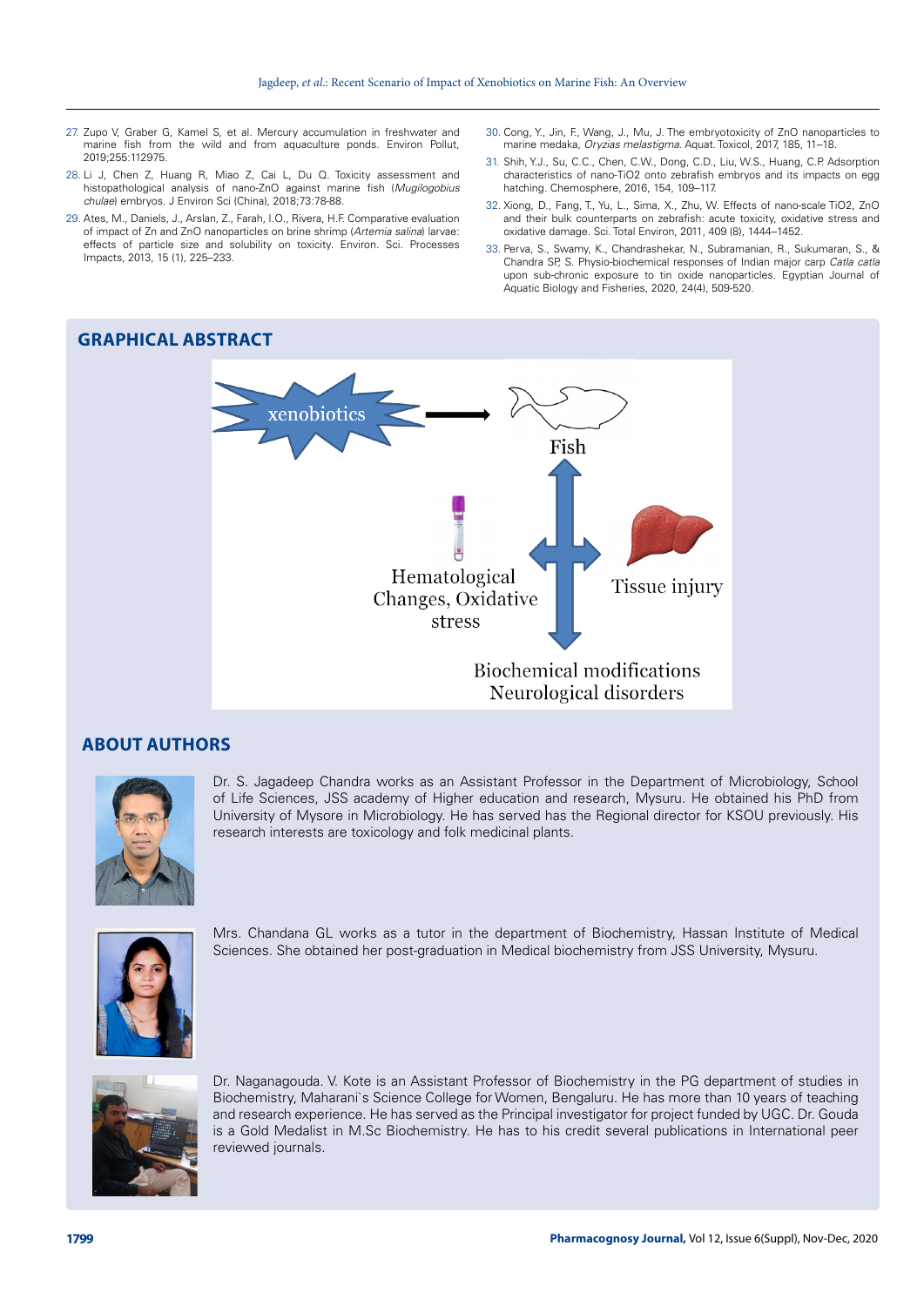27. Zupo V, Graber G, Kamel S, et al. Mercury accumulation in freshwater and marine fish from the wild and from aquaculture ponds. Environ Pollut, 2019;255:112975.
28. Li J, Chen Z, Huang R, Miao Z, Cai L, Du Q. Toxicity assessment and histopathological analysis of nano-ZnO against marine fish (*Mugilogobius chulae*) embryos. J Environ Sci (China), 2018;73:78-88.
29. Ates, M., Daniels, J., Arslan, Z., Farah, I.O., Rivera, H.F. Comparative evaluation of impact of Zn and ZnO nanoparticles on brine shrimp (*Artemia salina*) larvae: effects of particle size and solubility on toxicity. Environ. Sci. Processes Impacts, 2013, 15 (1), 225–233.
30. Cong, Y., Jin, F., Wang, J., Mu, J. The embryotoxicity of ZnO nanoparticles to marine medaka, *Oryzias melastigma*. Aquat. Toxicol, 2017, 185, 11–18.
31. Shih, Y.J., Su, C.C., Chen, C.W., Dong, C.D., Liu, W.S., Huang, C.P. Adsorption characteristics of nano-TiO2 onto zebrafish embryos and its impacts on egg hatching. Chemosphere, 2016, 154, 109–117.
32. Xiong, D., Fang, T., Yu, L., Sima, X., Zhu, W. Effects of nano-scale TiO2, ZnO and their bulk counterparts on zebrafish: acute toxicity, oxidative stress and oxidative damage. Sci. Total Environ, 2011, 409 (8), 1444–1452.
33. Perva, S., Swamy, K., Chandrashekar, N., Subramanian, R., Sukumaran, S., & Chandra SP, S. Physio-biochemical responses of Indian major carp *Catla catla* upon sub-chronic exposure to tin oxide nanoparticles. Egyptian Journal of Aquatic Biology and Fisheries, 2020, 24(4), 509-520.

## GRAPHICAL ABSTRACT

xenobiotics → Fish

Hematological Changes, Oxidative stress

Tissue injury

Biochemical modifications
Neurological disorders

## ABOUT AUTHORS

Dr. S. Jagadeep Chandra works as an Assistant Professor in the Department of Microbiology, School of Life Sciences, JSS academy of Higher education and research, Mysuru. He obtained his PhD from University of Mysore in Microbiology. He has served has the Regional director for KSOU previously. His research interests are toxicology and folk medicinal plants.

Mrs. Chandana GL works as a tutor in the department of Biochemistry, Hassan Institute of Medical Sciences. She obtained her post-graduation in Medical biochemistry from JSS University, Mysuru.

Dr. Naganagouda. V. Kote is an Assistant Professor of Biochemistry in the PG department of studies in Biochemistry, Maharani`s Science College for Women, Bengaluru. He has more than 10 years of teaching and research experience. He has served as the Principal investigator for project funded by UGC. Dr. Gouda is a Gold Medalist in M.Sc Biochemistry. He has to his credit several publications in International peer reviewed journals.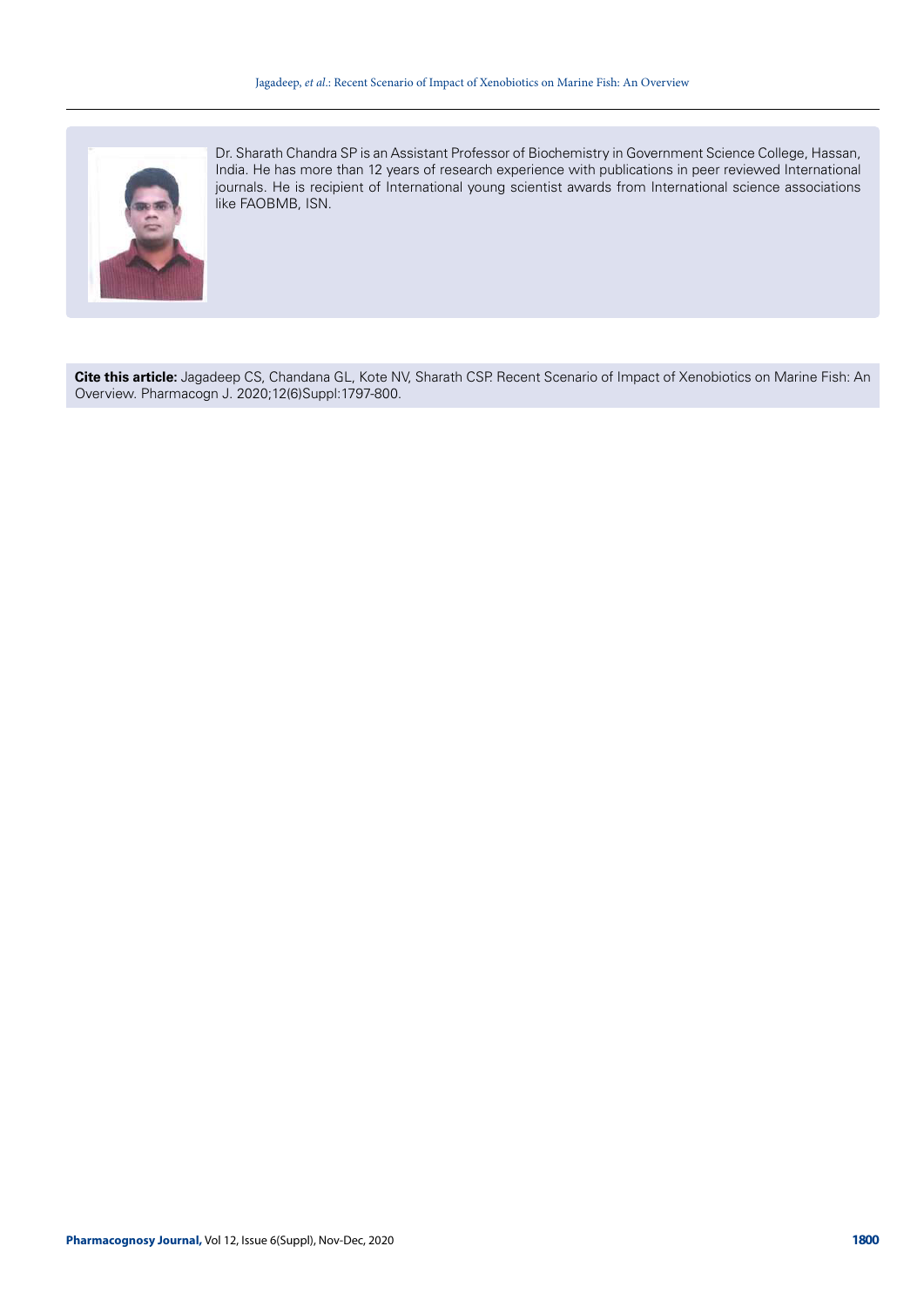Dr. Sharath Chandra SP is an Assistant Professor of Biochemistry in Government Science College, Hassan, India. He has more than 12 years of research experience with publications in peer reviewed International journals. He is recipient of International young scientist awards from International science associations like FAOBMB, ISN.

**Cite this article:** Jagadeep CS, Chandana GL, Kote NV, Sharath CSP. Recent Scenario of Impact of Xenobiotics on Marine Fish: An Overview. Pharmacogn J. 2020;12(6)Suppl:1797-800.